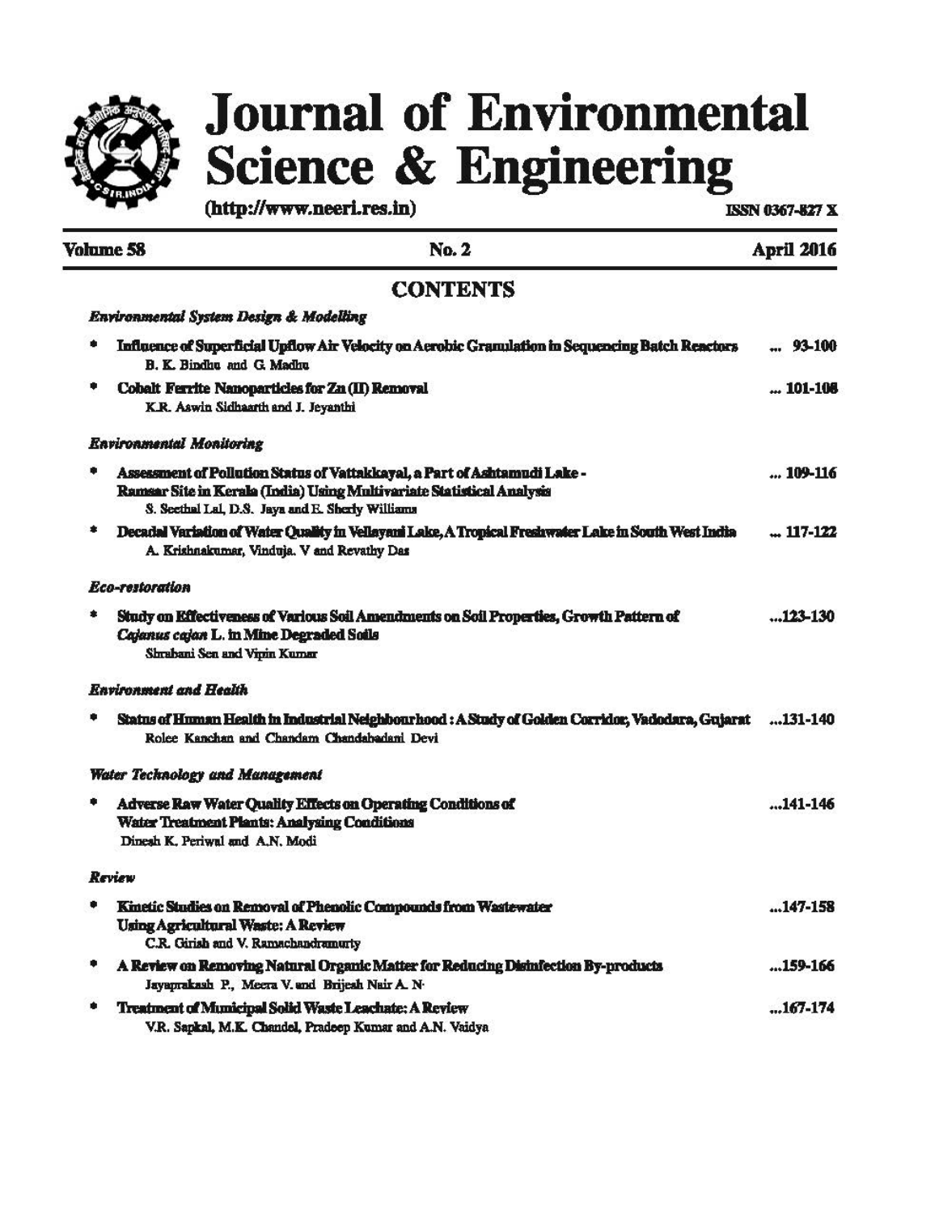# Journal of Environmental Science & Engineering

(http://www.neeri.res.in)

ISSN 0367-827 X

**Volume 58** | **No. 2** | **April 2016**

## CONTENTS

### *Environmental System Design & Modelling*

- **Influence of Superficial Upflow Air Velocity on Aerobic Granulation in Sequencing Batch Reactors** ... 93-100
  B. K. Bindhu and G. Madhu
- **Cobalt Ferrite Nanoparticles for Zn (II) Removal** ... 101-108
  K.R. Aswin Sidhaarth and J. Jeyanthi

### *Environmental Monitoring*

- **Assessment of Pollution Status of Vattakkayal, a Part of Ashtamudi Lake - Ramsar Site in Kerala (India) Using Multivariate Statistical Analysis** ... 109-116
  S. Seethal Lal, D.S. Jaya and E. Sherly Williams
- **Decadal Variation of Water Quality in Vellayani Lake, A Tropical Freshwater Lake in South West India** ... 117-122
  A. Krishnakumar, Vinduja. V and Revathy Das

### *Eco-restoration*

- **Study on Effectiveness of Various Soil Amendments on Soil Properties, Growth Pattern of *Cajanus cajan* L. in Mine Degraded Soils** ...123-130
  Shrabani Sen and Vipin Kumar

### *Environment and Health*

- **Status of Human Health in Industrial Neighbourhood : A Study of Golden Corridor, Vadodara, Gujarat** ...131-140
  Rolee Kanchan and Chandam Chandabadani Devi

### *Water Technology and Management*

- **Adverse Raw Water Quality Effects on Operating Conditions of Water Treatment Plants: Analysing Conditions** ...141-146
  Dinesh K. Periwal and A.N. Modi

### *Review*

- **Kinetic Studies on Removal of Phenolic Compounds from Wastewater Using Agricultural Waste: A Review** ...147-158
  C.R. Girish and V. Ramachandramurty
- **A Review on Removing Natural Organic Matter for Reducing Disinfection By-products** ...159-166
  Jayaprakash P., Meera V. and Brijesh Nair A. N.
- **Treatment of Municipal Solid Waste Leachate: A Review** ...167-174
  V.R. Sapkal, M.K. Chandel, Pradeep Kumar and A.N. Vaidya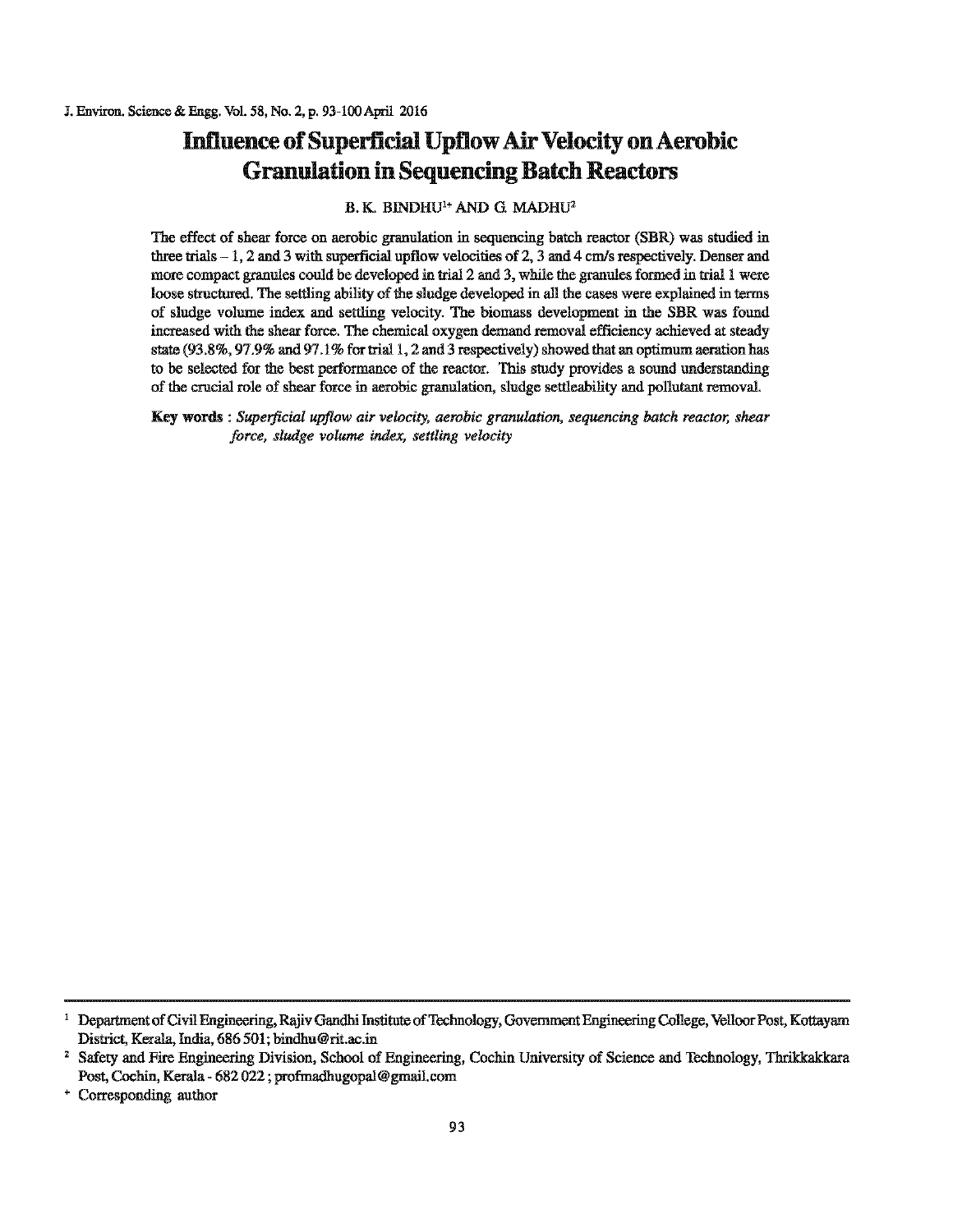# Influence of Superficial Upflow Air Velocity on Aerobic Granulation in Sequencing Batch Reactors

B. K. BINDHU[1+] AND G. MADHU[2]

The effect of shear force on aerobic granulation in sequencing batch reactor (SBR) was studied in three trials – 1, 2 and 3 with superficial upflow velocities of 2, 3 and 4 cm/s respectively. Denser and more compact granules could be developed in trial 2 and 3, while the granules formed in trial 1 were loose structured. The settling ability of the sludge developed in all the cases were explained in terms of sludge volume index and settling velocity. The biomass development in the SBR was found increased with the shear force. The chemical oxygen demand removal efficiency achieved at steady state (93.8%, 97.9% and 97.1% for trial 1, 2 and 3 respectively) showed that an optimum aeration has to be selected for the best performance of the reactor. This study provides a sound understanding of the crucial role of shear force in aerobic granulation, sludge settleability and pollutant removal.

**Key words :** *Superficial upflow air velocity, aerobic granulation, sequencing batch reactor, shear force, sludge volume index, settling velocity*

---

[1] Department of Civil Engineering, Rajiv Gandhi Institute of Technology, Government Engineering College, Velloor Post, Kottayam District, Kerala, India, 686 501; bindhu@rit.ac.in

[2] Safety and Fire Engineering Division, School of Engineering, Cochin University of Science and Technology, Thrikkakkara Post, Cochin, Kerala - 682 022 ; profmadhugopal@gmail.com

[+] Corresponding author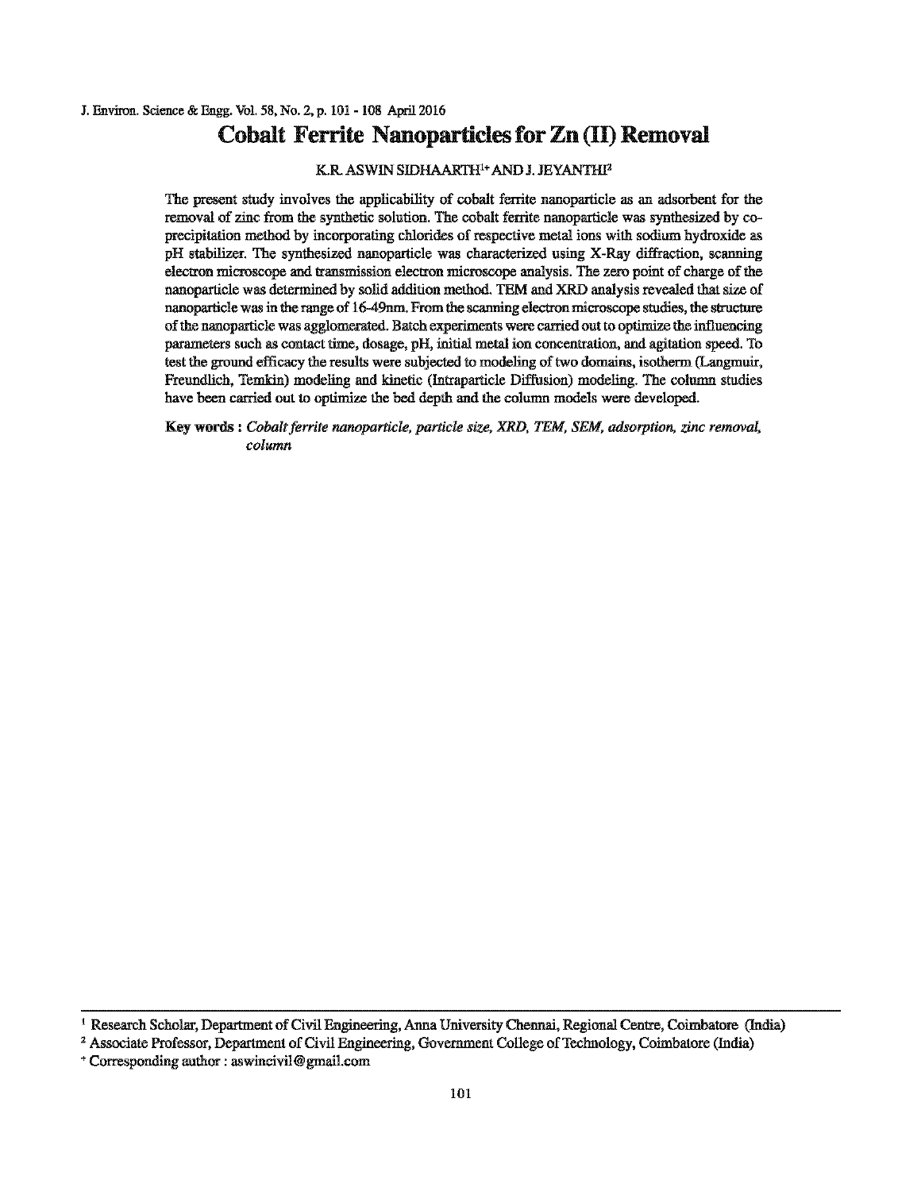# Cobalt Ferrite Nanoparticles for Zn (II) Removal

K.R. ASWIN SIDHAARTH[1+] AND J. JEYANTHI[2]

The present study involves the applicability of cobalt ferrite nanoparticle as an adsorbent for the removal of zinc from the synthetic solution. The cobalt ferrite nanoparticle was synthesized by co-precipitation method by incorporating chlorides of respective metal ions with sodium hydroxide as pH stabilizer. The synthesized nanoparticle was characterized using X-Ray diffraction, scanning electron microscope and transmission electron microscope analysis. The zero point of charge of the nanoparticle was determined by solid addition method. TEM and XRD analysis revealed that size of nanoparticle was in the range of 16-49nm. From the scanning electron microscope studies, the structure of the nanoparticle was agglomerated. Batch experiments were carried out to optimize the influencing parameters such as contact time, dosage, pH, initial metal ion concentration, and agitation speed. To test the ground efficacy the results were subjected to modeling of two domains, isotherm (Langmuir, Freundlich, Temkin) modeling and kinetic (Intraparticle Diffusion) modeling. The column studies have been carried out to optimize the bed depth and the column models were developed.

**Key words :** *Cobalt ferrite nanoparticle, particle size, XRD, TEM, SEM, adsorption, zinc removal, column*

---

[1] Research Scholar, Department of Civil Engineering, Anna University Chennai, Regional Centre, Coimbatore (India)

[2] Associate Professor, Department of Civil Engineering, Government College of Technology, Coimbatore (India)

[+] Corresponding author : aswincivil@gmail.com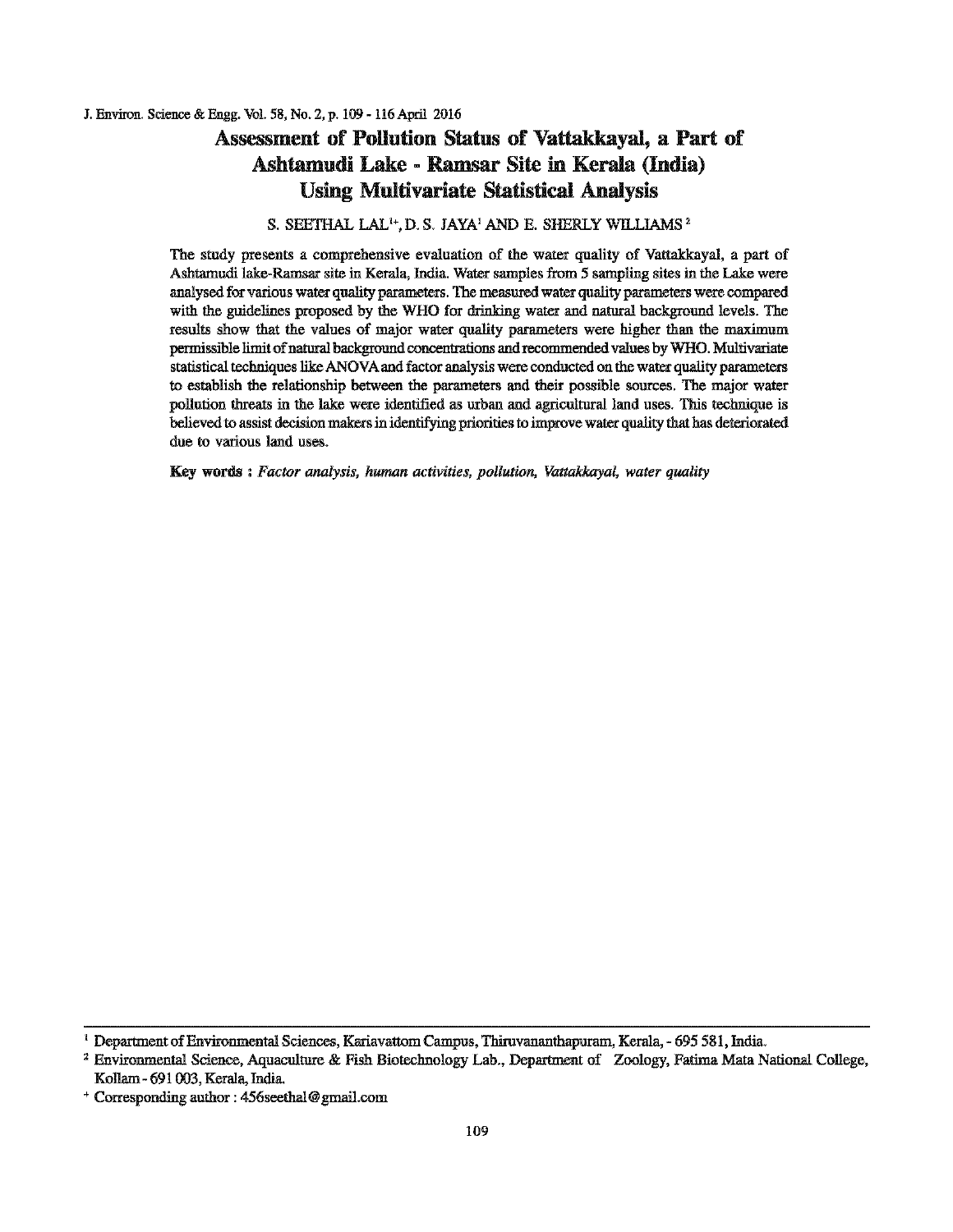# Assessment of Pollution Status of Vattakkayal, a Part of Ashtamudi Lake - Ramsar Site in Kerala (India) Using Multivariate Statistical Analysis

S. SEETHAL LAL[1+], D. S. JAYA[1] AND E. SHERLY WILLIAMS [2]

The study presents a comprehensive evaluation of the water quality of Vattakkayal, a part of Ashtamudi lake-Ramsar site in Kerala, India. Water samples from 5 sampling sites in the Lake were analysed for various water quality parameters. The measured water quality parameters were compared with the guidelines proposed by the WHO for drinking water and natural background levels. The results show that the values of major water quality parameters were higher than the maximum permissible limit of natural background concentrations and recommended values by WHO. Multivariate statistical techniques like ANOVA and factor analysis were conducted on the water quality parameters to establish the relationship between the parameters and their possible sources. The major water pollution threats in the lake were identified as urban and agricultural land uses. This technique is believed to assist decision makers in identifying priorities to improve water quality that has deteriorated due to various land uses.

**Key words :** *Factor analysis, human activities, pollution, Vattakkayal, water quality*

---

[1] Department of Environmental Sciences, Kariavattom Campus, Thiruvananthapuram, Kerala, - 695 581, India.

[2] Environmental Science, Aquaculture & Fish Biotechnology Lab., Department of Zoology, Fatima Mata National College, Kollam - 691 003, Kerala, India.

[+] Corresponding author : 456seethal@gmail.com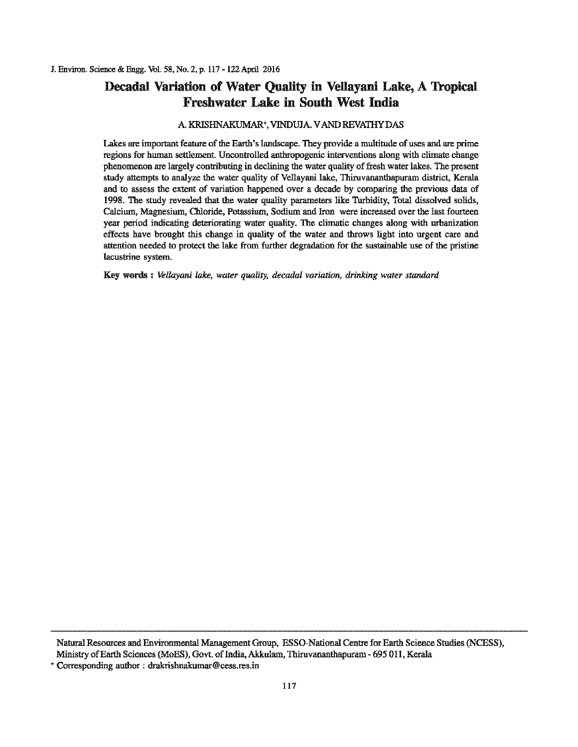# Decadal Variation of Water Quality in Vellayani Lake, A Tropical Freshwater Lake in South West India

A. KRISHNAKUMAR*, VINDUJA. V AND REVATHY DAS

Lakes are important feature of the Earth's landscape. They provide a multitude of uses and are prime regions for human settlement. Uncontrolled anthropogenic interventions along with climate change phenomenon are largely contributing in declining the water quality of fresh water lakes. The present study attempts to analyze the water quality of Vellayani lake, Thiruvananthapuram district, Kerala and to assess the extent of variation happened over a decade by comparing the previous data of 1998. The study revealed that the water quality parameters like Turbidity, Total dissolved solids, Calcium, Magnesium, Chloride, Potassium, Sodium and Iron were increased over the last fourteen year period indicating deteriorating water quality. The climatic changes along with urbanization effects have brought this change in quality of the water and throws light into urgent care and attention needed to protect the lake from further degradation for the sustainable use of the pristine lacustrine system.

**Key words :** *Vellayani lake, water quality, decadal variation, drinking water standard*

---

Natural Resources and Environmental Management Group, ESSO-National Centre for Earth Science Studies (NCESS), Ministry of Earth Sciences (MoES), Govt. of India, Akkulam, Thiruvananthapuram - 695 011, Kerala

* Corresponding author : drakrishnakumar@cess.res.in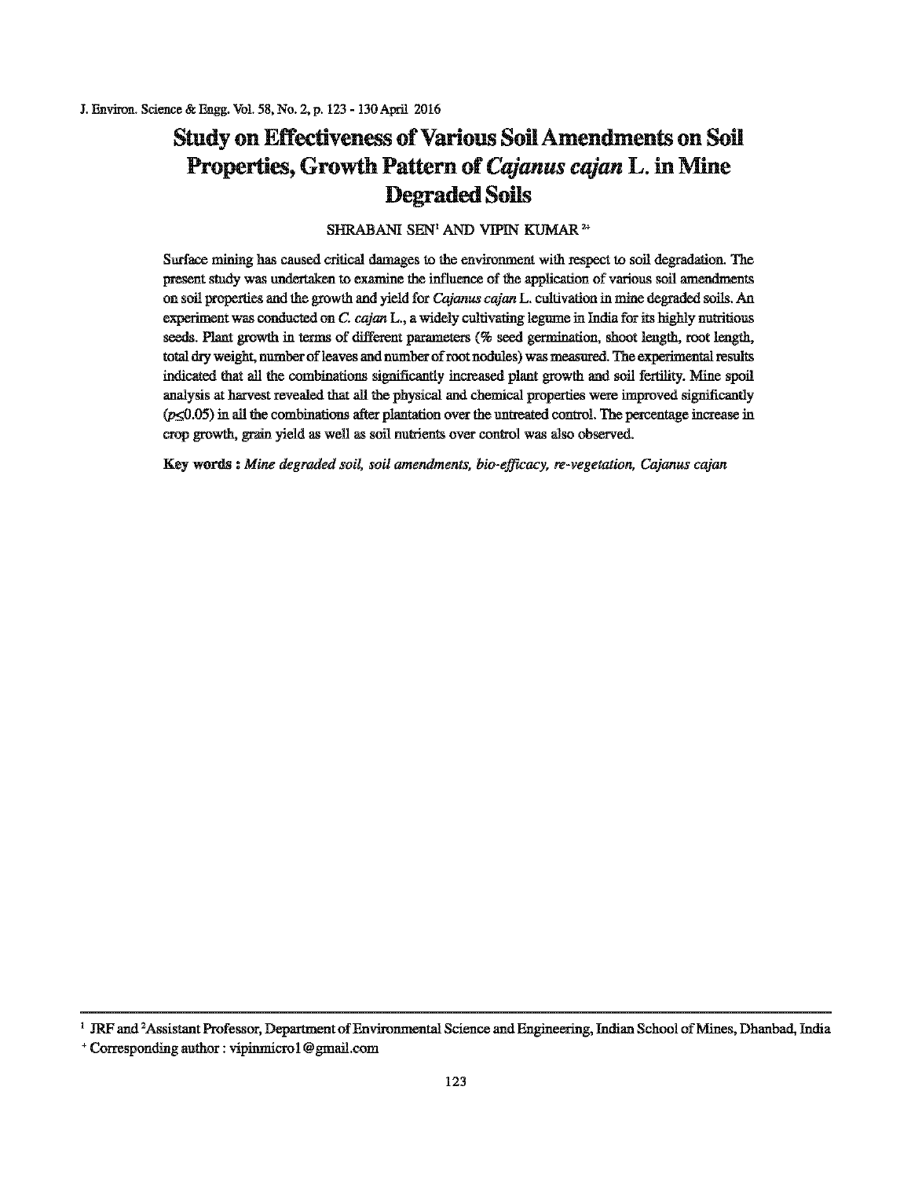# Study on Effectiveness of Various Soil Amendments on Soil Properties, Growth Pattern of *Cajanus cajan* L. in Mine Degraded Soils

SHRABANI SEN[1] AND VIPIN KUMAR [2+]

Surface mining has caused critical damages to the environment with respect to soil degradation. The present study was undertaken to examine the influence of the application of various soil amendments on soil properties and the growth and yield for *Cajanus cajan* L. cultivation in mine degraded soils. An experiment was conducted on *C. cajan* L., a widely cultivating legume in India for its highly nutritious seeds. Plant growth in terms of different parameters (% seed germination, shoot length, root length, total dry weight, number of leaves and number of root nodules) was measured. The experimental results indicated that all the combinations significantly increased plant growth and soil fertility. Mine spoil analysis at harvest revealed that all the physical and chemical properties were improved significantly ($p \leq 0.05$) in all the combinations after plantation over the untreated control. The percentage increase in crop growth, grain yield as well as soil nutrients over control was also observed.

**Key words :** *Mine degraded soil, soil amendments, bio-efficacy, re-vegetation, Cajanus cajan*

---

[1] JRF and [2]Assistant Professor, Department of Environmental Science and Engineering, Indian School of Mines, Dhanbad, India

[+] Corresponding author : vipinmicro1@gmail.com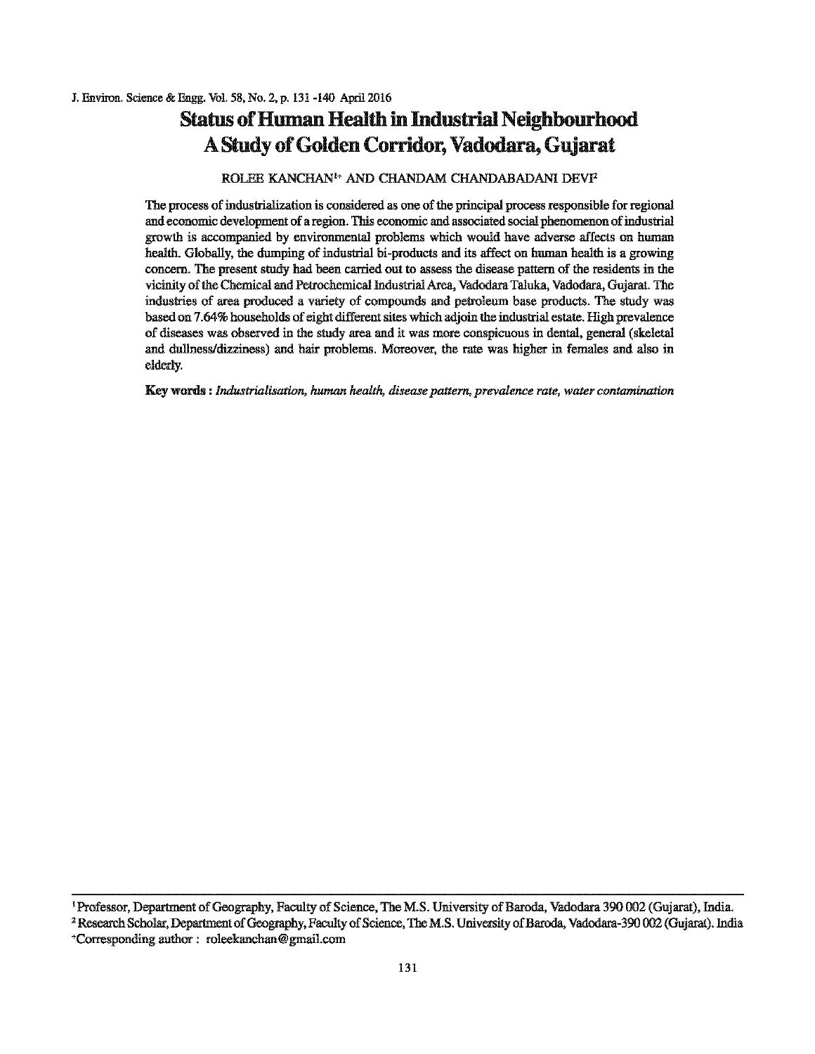# Status of Human Health in Industrial Neighbourhood A Study of Golden Corridor, Vadodara, Gujarat

ROLEE KANCHAN[1+] AND CHANDAM CHANDABADANI DEVI[2]

The process of industrialization is considered as one of the principal process responsible for regional and economic development of a region. This economic and associated social phenomenon of industrial growth is accompanied by environmental problems which would have adverse affects on human health. Globally, the dumping of industrial bi-products and its affect on human health is a growing concern. The present study had been carried out to assess the disease pattern of the residents in the vicinity of the Chemical and Petrochemical Industrial Area, Vadodara Taluka, Vadodara, Gujarat. The industries of area produced a variety of compounds and petroleum base products. The study was based on 7.64% households of eight different sites which adjoin the industrial estate. High prevalence of diseases was observed in the study area and it was more conspicuous in dental, general (skeletal and dullness/dizziness) and hair problems. Moreover, the rate was higher in females and also in elderly.

**Key words :** *Industrialisation, human health, disease pattern, prevalence rate, water contamination*

---

[1] Professor, Department of Geography, Faculty of Science, The M.S. University of Baroda, Vadodara 390 002 (Gujarat), India.

[2] Research Scholar, Department of Geography, Faculty of Science, The M.S. University of Baroda, Vadodara-390 002 (Gujarat). India

[+] Corresponding author : roleekanchan@gmail.com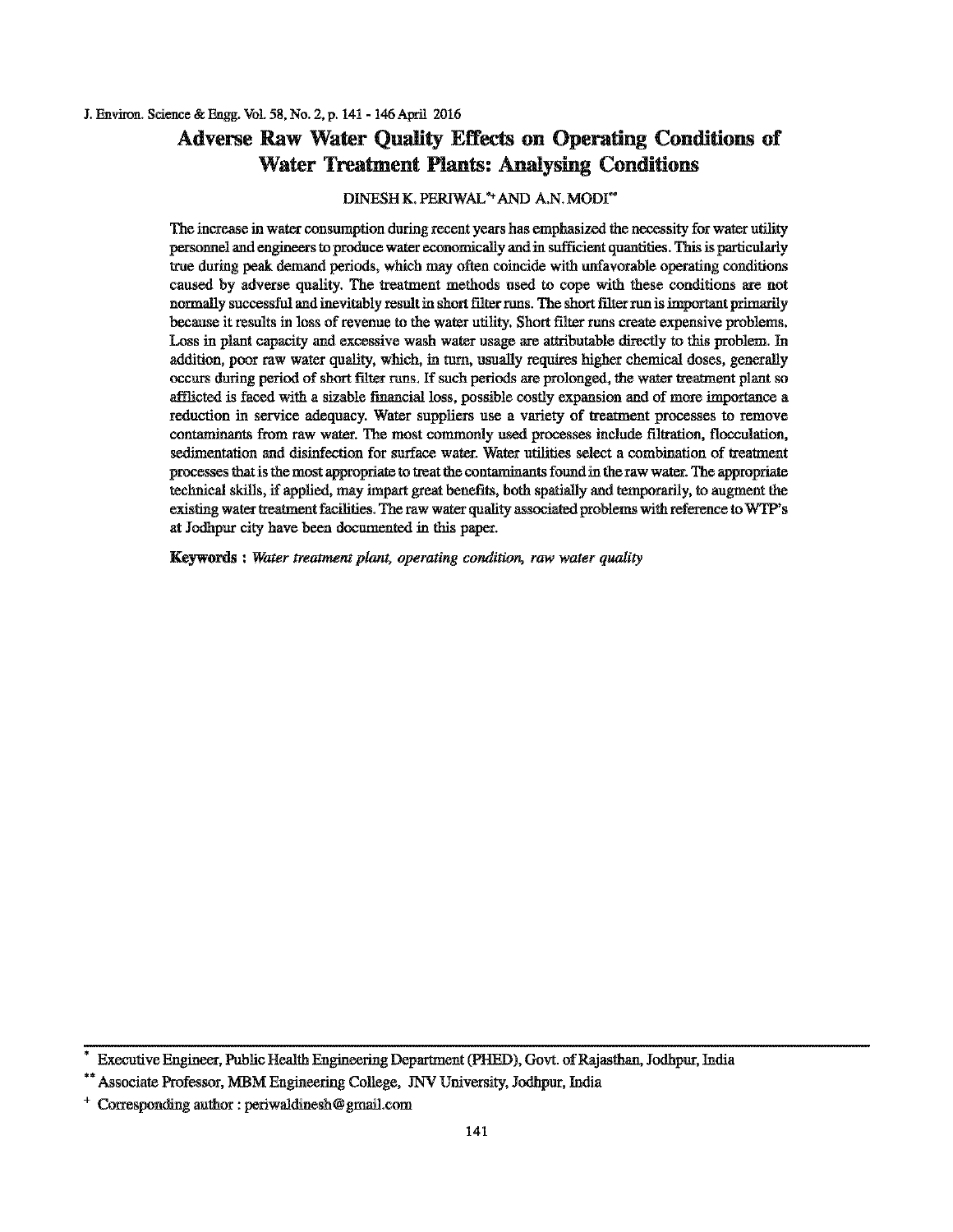# Adverse Raw Water Quality Effects on Operating Conditions of Water Treatment Plants: Analysing Conditions

DINESH K. PERIWAL*+ AND A.N. MODI**

The increase in water consumption during recent years has emphasized the necessity for water utility personnel and engineers to produce water economically and in sufficient quantities. This is particularly true during peak demand periods, which may often coincide with unfavorable operating conditions caused by adverse quality. The treatment methods used to cope with these conditions are not normally successful and inevitably result in short filter runs. The short filter run is important primarily because it results in loss of revenue to the water utility. Short filter runs create expensive problems. Loss in plant capacity and excessive wash water usage are attributable directly to this problem. In addition, poor raw water quality, which, in turn, usually requires higher chemical doses, generally occurs during period of short filter runs. If such periods are prolonged, the water treatment plant so afflicted is faced with a sizable financial loss, possible costly expansion and of more importance a reduction in service adequacy. Water suppliers use a variety of treatment processes to remove contaminants from raw water. The most commonly used processes include filtration, flocculation, sedimentation and disinfection for surface water. Water utilities select a combination of treatment processes that is the most appropriate to treat the contaminants found in the raw water. The appropriate technical skills, if applied, may impart great benefits, both spatially and temporarily, to augment the existing water treatment facilities. The raw water quality associated problems with reference to WTP's at Jodhpur city have been documented in this paper.

**Keywords :** *Water treatment plant, operating condition, raw water quality*

---

* Executive Engineer, Public Health Engineering Department (PHED), Govt. of Rajasthan, Jodhpur, India

** Associate Professor, MBM Engineering College, JNV University, Jodhpur, India

+ Corresponding author : periwaldinesh@gmail.com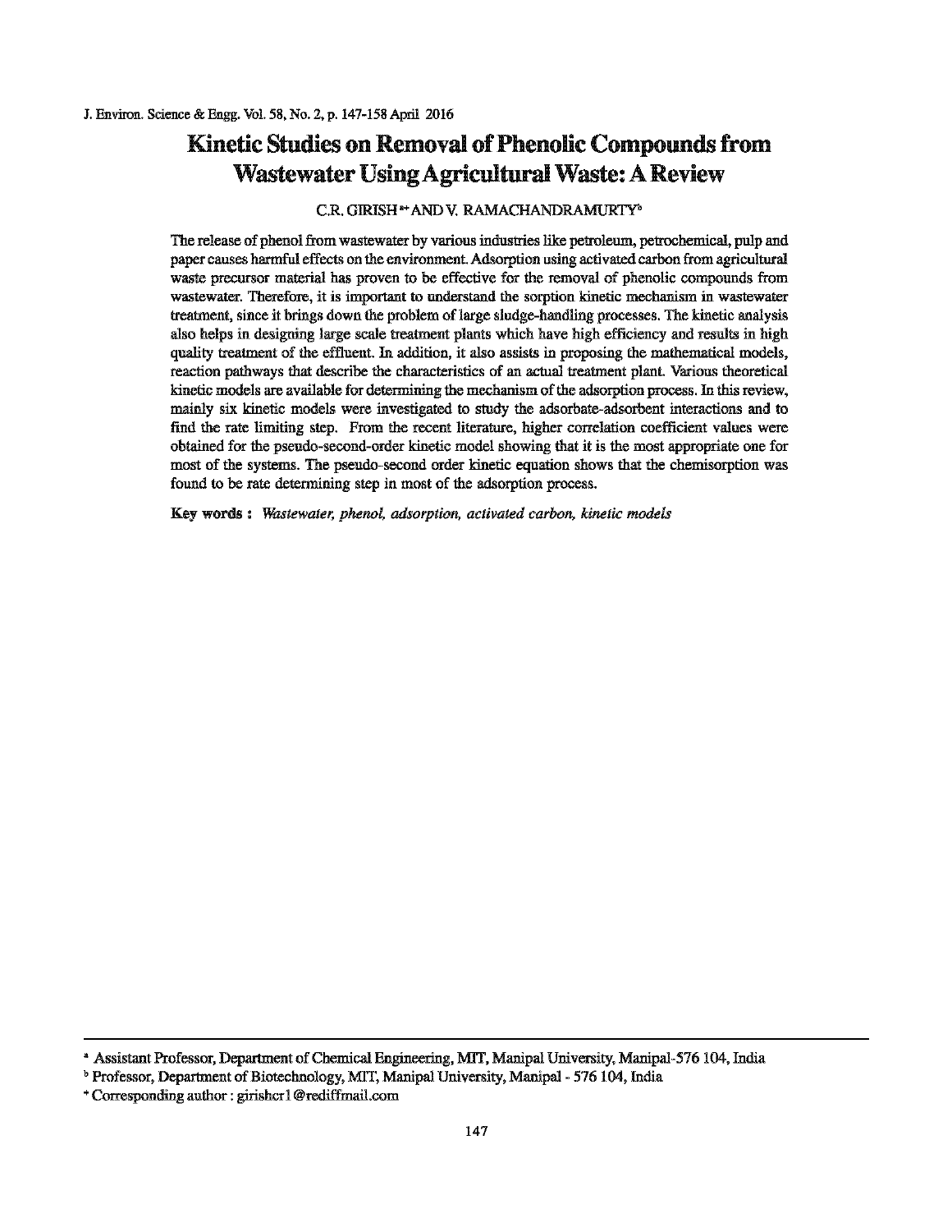# Kinetic Studies on Removal of Phenolic Compounds from Wastewater Using Agricultural Waste: A Review

C.R. GIRISH[a*] AND V. RAMACHANDRAMURTY[b]

The release of phenol from wastewater by various industries like petroleum, petrochemical, pulp and paper causes harmful effects on the environment. Adsorption using activated carbon from agricultural waste precursor material has proven to be effective for the removal of phenolic compounds from wastewater. Therefore, it is important to understand the sorption kinetic mechanism in wastewater treatment, since it brings down the problem of large sludge-handling processes. The kinetic analysis also helps in designing large scale treatment plants which have high efficiency and results in high quality treatment of the effluent. In addition, it also assists in proposing the mathematical models, reaction pathways that describe the characteristics of an actual treatment plant. Various theoretical kinetic models are available for determining the mechanism of the adsorption process. In this review, mainly six kinetic models were investigated to study the adsorbate-adsorbent interactions and to find the rate limiting step. From the recent literature, higher correlation coefficient values were obtained for the pseudo-second-order kinetic model showing that it is the most appropriate one for most of the systems. The pseudo-second order kinetic equation shows that the chemisorption was found to be rate determining step in most of the adsorption process.

**Key words :** *Wastewater, phenol, adsorption, activated carbon, kinetic models*

---

[a] Assistant Professor, Department of Chemical Engineering, MIT, Manipal University, Manipal-576 104, India

[b] Professor, Department of Biotechnology, MIT, Manipal University, Manipal - 576 104, India

[*] Corresponding author : girishcr1@rediffmail.com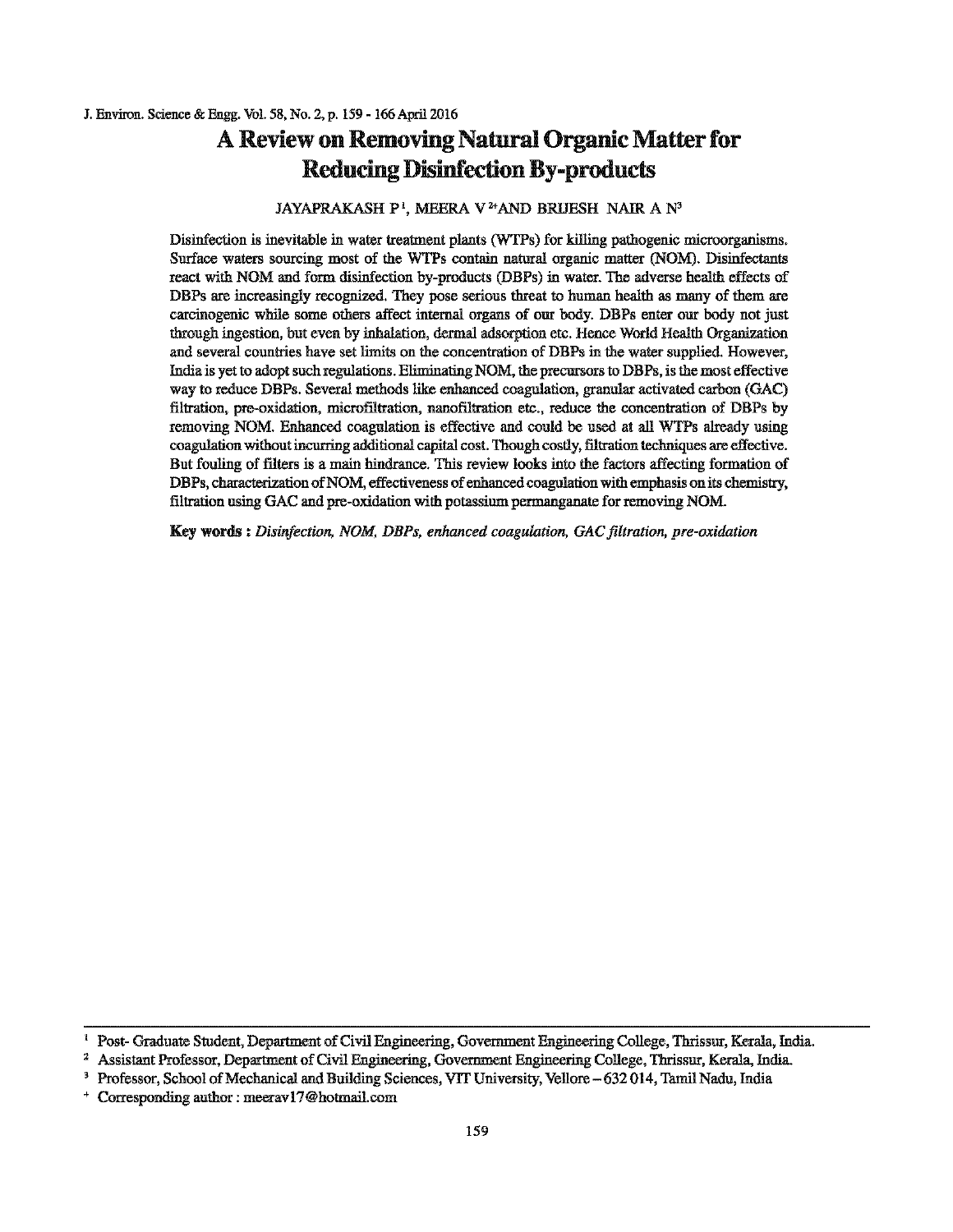# A Review on Removing Natural Organic Matter for Reducing Disinfection By-products

JAYAPRAKASH P[1], MEERA V[2+] AND BRIJESH NAIR A N[3]

Disinfection is inevitable in water treatment plants (WTPs) for killing pathogenic microorganisms. Surface waters sourcing most of the WTPs contain natural organic matter (NOM). Disinfectants react with NOM and form disinfection by-products (DBPs) in water. The adverse health effects of DBPs are increasingly recognized. They pose serious threat to human health as many of them are carcinogenic while some others affect internal organs of our body. DBPs enter our body not just through ingestion, but even by inhalation, dermal adsorption etc. Hence World Health Organization and several countries have set limits on the concentration of DBPs in the water supplied. However, India is yet to adopt such regulations. Eliminating NOM, the precursors to DBPs, is the most effective way to reduce DBPs. Several methods like enhanced coagulation, granular activated carbon (GAC) filtration, pre-oxidation, microfiltration, nanofiltration etc., reduce the concentration of DBPs by removing NOM. Enhanced coagulation is effective and could be used at all WTPs already using coagulation without incurring additional capital cost. Though costly, filtration techniques are effective. But fouling of filters is a main hindrance. This review looks into the factors affecting formation of DBPs, characterization of NOM, effectiveness of enhanced coagulation with emphasis on its chemistry, filtration using GAC and pre-oxidation with potassium permanganate for removing NOM.

**Key words :** *Disinfection, NOM, DBPs, enhanced coagulation, GAC filtration, pre-oxidation*

---

[1] Post- Graduate Student, Department of Civil Engineering, Government Engineering College, Thrissur, Kerala, India.

[2] Assistant Professor, Department of Civil Engineering, Government Engineering College, Thrissur, Kerala, India.

[3] Professor, School of Mechanical and Building Sciences, VIT University, Vellore – 632 014, Tamil Nadu, India

[+] Corresponding author : meerav17@hotmail.com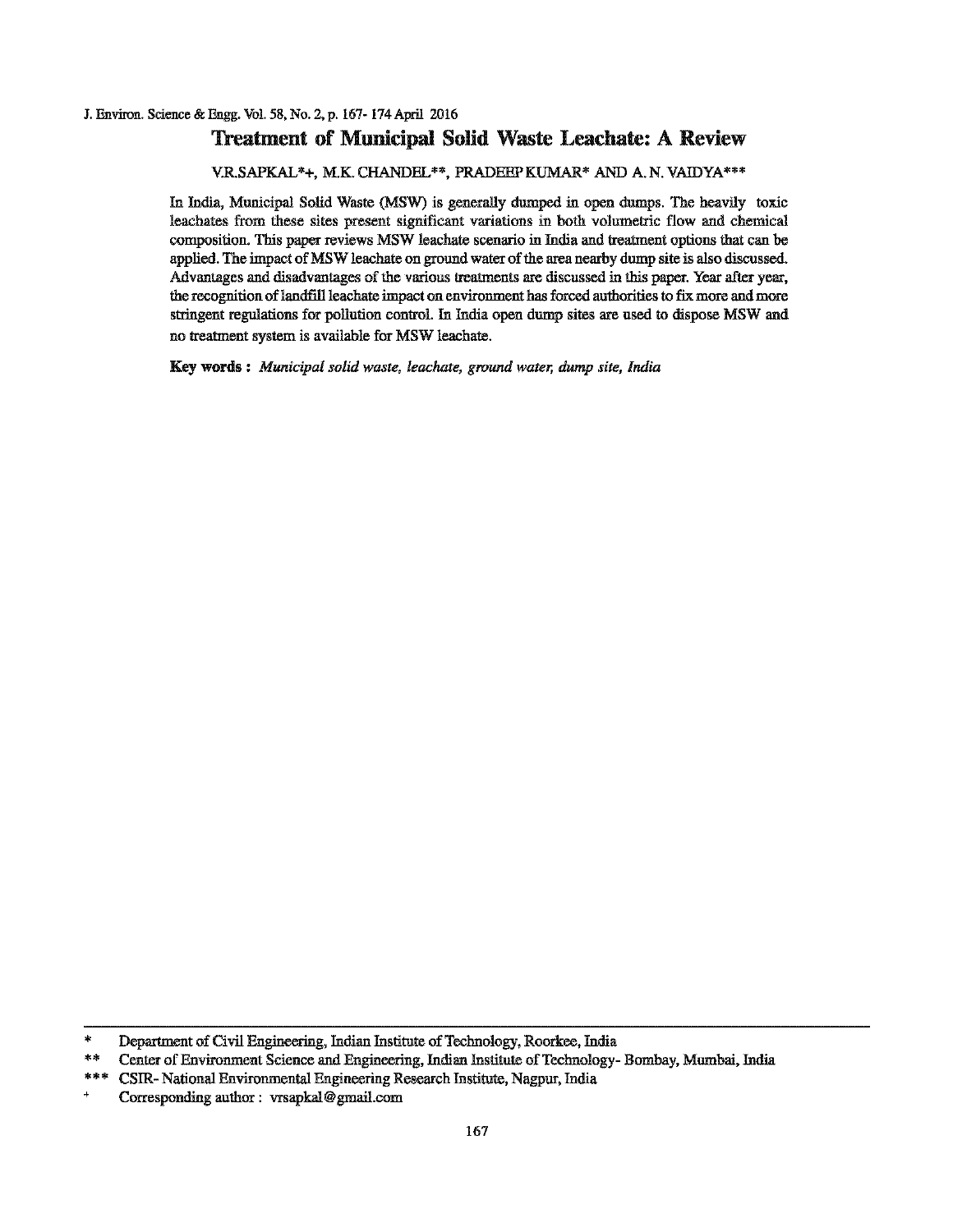# Treatment of Municipal Solid Waste Leachate: A Review

V.R.SAPKAL*+, M.K. CHANDEL**, PRADEEP KUMAR* AND A. N. VAIDYA***

In India, Municipal Solid Waste (MSW) is generally dumped in open dumps. The heavily toxic leachates from these sites present significant variations in both volumetric flow and chemical composition. This paper reviews MSW leachate scenario in India and treatment options that can be applied. The impact of MSW leachate on ground water of the area nearby dump site is also discussed. Advantages and disadvantages of the various treatments are discussed in this paper. Year after year, the recognition of landfill leachate impact on environment has forced authorities to fix more and more stringent regulations for pollution control. In India open dump sites are used to dispose MSW and no treatment system is available for MSW leachate.

**Key words :** *Municipal solid waste, leachate, ground water, dump site, India*

---

\* Department of Civil Engineering, Indian Institute of Technology, Roorkee, India

\*\* Center of Environment Science and Engineering, Indian Institute of Technology- Bombay, Mumbai, India

\*\*\* CSIR- National Environmental Engineering Research Institute, Nagpur, India

\+ Corresponding author : vrsapkal@gmail.com